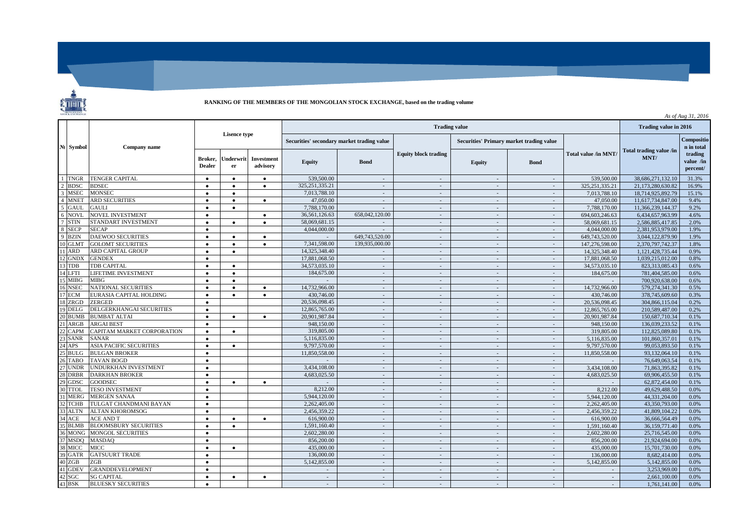**RANKING OF THE MEMBERS OF THE MONGOLIAN STOCK EXCHANGE, based on the trading volume**

*As of Aug 31, 2016*

| № | Symbol | Company name | Lisence type | | | Trading value | | | | | | Trading value in 2016 | |
|---|---|---|---|---|---|---|---|---|---|---|---|---|---|
| | | | | | | Securities' secondary market trading value | | Equity block trading | Securities' Primary market trading value | | Total value /in MNT/ | Total trading value /in MNT/ | Composition in total trading value /in percent/ |
| | | | Broker, Dealer | Underwriter | Investment advisory | Equity | Bond | | Equity | Bond | | | |
| 1 | TNGR | TENGER CAPITAL | ● | ● | ● | 539,500.00 | - | - | - | - | 539,500.00 | 38,686,271,132.10 | 31.3% |
| 2 | BDSC | BDSEC | ● | ● | ● | 325,251,335.21 | - | - | - | - | 325,251,335.21 | 21,173,280,630.82 | 16.9% |
| 3 | MSEC | MONSEC | ● | ● | | 7,013,788.10 | - | - | - | - | 7,013,788.10 | 18,714,925,892.79 | 15.1% |
| 4 | MNET | ARD SECURITIES | ● | ● | ● | 47,050.00 | - | - | - | - | 47,050.00 | 11,617,734,847.00 | 9.4% |
| 5 | GAUL | GAULI | ● | ● | | 7,788,170.00 | - | - | - | - | 7,788,170.00 | 11,366,239,144.37 | 9.2% |
| 6 | NOVL | NOVEL INVESTMENT | ● | | ● | 36,561,126.63 | 658,042,120.00 | - | - | - | 694,603,246.63 | 6,434,657,963.99 | 4.6% |
| 7 | STIN | STANDART INVESTMENT | ● | ● | ● | 58,069,681.15 | - | - | - | - | 58,069,681.15 | 2,586,885,417.85 | 2.0% |
| 8 | SECP | SECAP | ● | | | 4,044,000.00 | - | - | - | - | 4,044,000.00 | 2,381,953,979.00 | 1.9% |
| 9 | BZIN | DAEWOO SECURITIES | ● | ● | ● | - | 649,743,520.00 | - | - | - | 649,743,520.00 | 3,044,122,879.90 | 1.9% |
| 10 | GLMT | GOLOMT SECURITIES | ● | ● | ● | 7,341,598.00 | 139,935,000.00 | - | - | - | 147,276,598.00 | 2,370,797,742.37 | 1.8% |
| 11 | ARD | ARD CAPITAL GROUP | ● | ● | | 14,325,348.40 | - | - | - | - | 14,325,348.40 | 1,121,428,735.44 | 0.9% |
| 12 | GNDX | GENDEX | ● | | | 17,881,068.50 | - | - | - | - | 17,881,068.50 | 1,039,215,012.00 | 0.8% |
| 13 | TDB | TDB CAPITAL | ● | ● | | 34,573,035.10 | - | - | - | - | 34,573,035.10 | 823,313,085.43 | 0.6% |
| 14 | LFTI | LIFETIME INVESTMENT | ● | ● | | 184,675.00 | - | - | - | - | 184,675.00 | 781,404,585.00 | 0.6% |
| 15 | MIBG | MIBG | ● | ● | | - | - | - | - | - | - | 700,920,638.00 | 0.6% |
| 16 | NSEC | NATIONAL SECURITIES | ● | ● | ● | 14,732,966.00 | - | - | - | - | 14,732,966.00 | 579,274,341.30 | 0.5% |
| 17 | ECM | EURASIA CAPITAL HOLDING | ● | ● | ● | 430,746.00 | - | - | - | - | 430,746.00 | 378,745,609.60 | 0.3% |
| 18 | ZRGD | ZERGED | ● | | | 20,536,098.45 | - | - | - | - | 20,536,098.45 | 304,866,115.04 | 0.2% |
| 19 | DELG | DELGERKHANGAI SECURITIES | ● | | | 12,865,765.00 | - | - | - | - | 12,865,765.00 | 210,589,487.00 | 0.2% |
| 20 | BUMB | BUMBAT ALTAI | ● | ● | ● | 20,901,987.84 | - | - | - | - | 20,901,987.84 | 150,687,710.34 | 0.1% |
| 21 | ARGB | ARGAI BEST | ● | | | 948,150.00 | - | - | - | - | 948,150.00 | 136,039,233.52 | 0.1% |
| 22 | CAPM | CAPITAM MARKET CORPORATION | ● | ● | | 319,805.00 | - | - | - | - | 319,805.00 | 112,825,089.80 | 0.1% |
| 23 | SANR | SANAR | ● | | | 5,116,835.00 | - | - | - | - | 5,116,835.00 | 101,860,357.01 | 0.1% |
| 24 | APS | ASIA PACIFIC SECURITIES | ● | ● | | 9,797,570.00 | - | - | - | - | 9,797,570.00 | 99,053,893.50 | 0.1% |
| 25 | BULG | BULGAN BROKER | ● | | | 11,850,558.00 | - | - | - | - | 11,850,558.00 | 93,132,064.10 | 0.1% |
| 26 | TABO | TAVAN BOGD | ● | | | - | - | - | - | - | - | 76,649,063.54 | 0.1% |
| 27 | UNDR | UNDURKHAN INVESTMENT | ● | | | 3,434,108.00 | - | - | - | - | 3,434,108.00 | 71,863,395.82 | 0.1% |
| 28 | DRBR | DARKHAN BROKER | ● | | | 4,683,025.50 | - | - | - | - | 4,683,025.50 | 69,906,455.50 | 0.1% |
| 29 | GDSC | GOODSEC | ● | ● | ● | - | - | - | - | - | - | 62,872,454.00 | 0.1% |
| 30 | TTOL | TESO INVESTMENT | ● | | | 8,212.00 | - | - | - | - | 8,212.00 | 49,629,488.50 | 0.0% |
| 31 | MERG | MERGEN SANAA | ● | | | 5,944,120.00 | - | - | - | - | 5,944,120.00 | 44,331,204.00 | 0.0% |
| 32 | TCHB | TULGAT CHANDMANI BAYAN | ● | | | 2,262,405.00 | - | - | - | - | 2,262,405.00 | 43,350,793.00 | 0.0% |
| 33 | ALTN | ALTAN KHOROMSOG | ● | | | 2,456,359.22 | - | - | - | - | 2,456,359.22 | 41,809,104.22 | 0.0% |
| 34 | ACE | ACE AND T | ● | ● | ● | 616,900.00 | - | - | - | - | 616,900.00 | 36,666,564.49 | 0.0% |
| 35 | BLMB | BLOOMSBURY SECURITIES | ● | ● | | 1,591,160.40 | - | - | - | - | 1,591,160.40 | 36,159,771.40 | 0.0% |
| 36 | MONG | MONGOL SECURITIES | ● | | | 2,602,280.00 | - | - | - | - | 2,602,280.00 | 25,716,545.00 | 0.0% |
| 37 | MSDQ | MASDAQ | ● | | | 856,200.00 | - | - | - | - | 856,200.00 | 21,924,694.00 | 0.0% |
| 38 | MICC | MICC | ● | ● | | 435,000.00 | - | - | - | - | 435,000.00 | 15,701,730.00 | 0.0% |
| 39 | GATR | GATSUURT TRADE | ● | | | 136,000.00 | - | - | - | - | 136,000.00 | 8,682,414.00 | 0.0% |
| 40 | ZGB | ZGB | ● | | | 5,142,855.00 | - | - | - | - | 5,142,855.00 | 5,142,855.00 | 0.0% |
| 41 | GDEV | GRANDDEVELOPMENT | ● | | | - | - | - | - | - | - | 3,253,969.00 | 0.0% |
| 42 | SGC | SG CAPITAL | ● | ● | ● | - | - | - | - | - | - | 2,661,100.00 | 0.0% |
| 43 | BSK | BLUESKY SECURITIES | ● | | | - | - | - | - | - | - | 1,761,141.00 | 0.0% |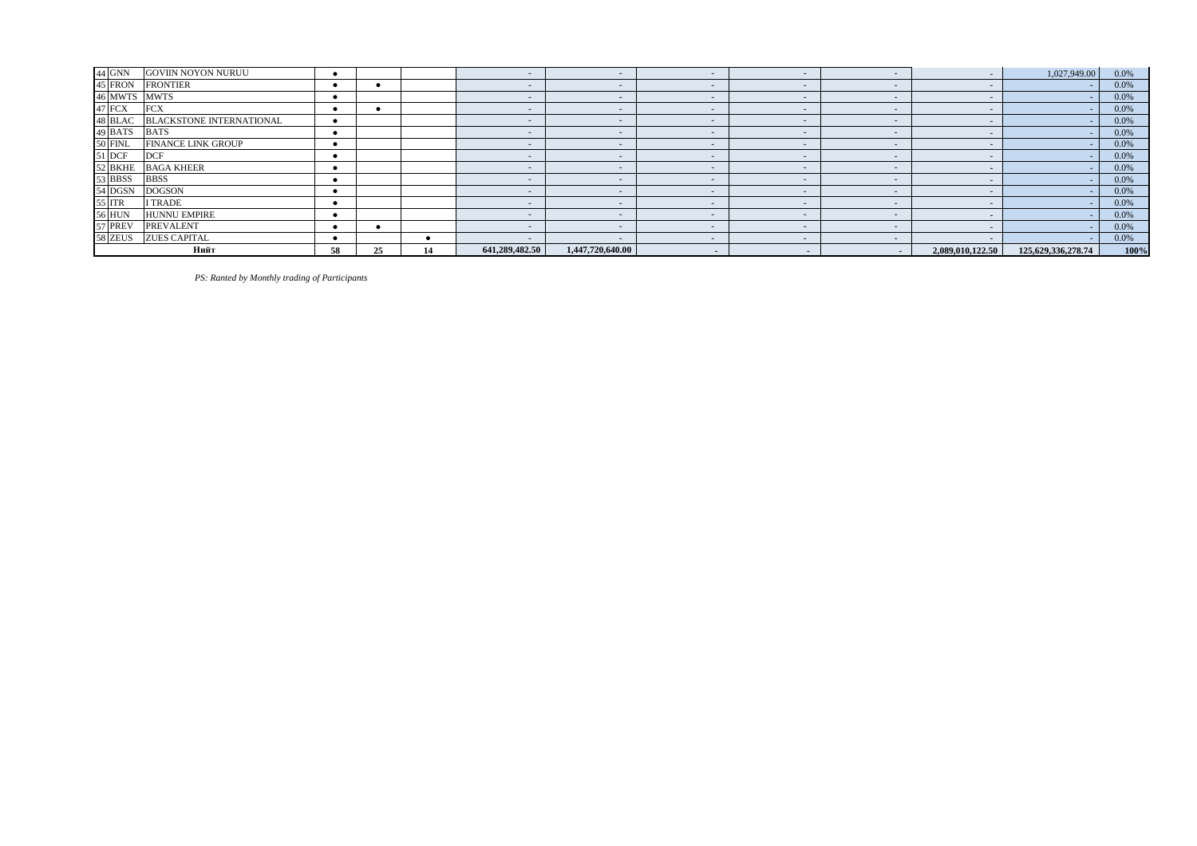| | | | | | | | | | | | | | | |
|---|---|---|---|---|---|---|---|---|---|---|---|---|---|---|
| 44 | GNN | GOVIIN NOYON NURUU | ● | | | - | - | - | - | - | - | 1,027,949.00 | 0.0% |
| 45 | FRON | FRONTIER | ● | ● | | - | - | - | - | - | - | - | 0.0% |
| 46 | MWTS | MWTS | ● | | | - | - | - | - | - | - | - | 0.0% |
| 47 | FCX | FCX | ● | ● | | - | - | - | - | - | - | - | 0.0% |
| 48 | BLAC | BLACKSTONE INTERNATIONAL | ● | | | - | - | - | - | - | - | - | 0.0% |
| 49 | BATS | BATS | ● | | | - | - | - | - | - | - | - | 0.0% |
| 50 | FINL | FINANCE LINK GROUP | ● | | | - | - | - | - | - | - | - | 0.0% |
| 51 | DCF | DCF | ● | | | - | - | - | - | - | - | - | 0.0% |
| 52 | BKHE | BAGA KHEER | ● | | | - | - | - | - | - | - | - | 0.0% |
| 53 | BBSS | BBSS | ● | | | - | - | - | - | - | - | - | 0.0% |
| 54 | DGSN | DOGSON | ● | | | - | - | - | - | - | - | - | 0.0% |
| 55 | ITR | I TRADE | ● | | | - | - | - | - | - | - | - | 0.0% |
| 56 | HUN | HUNNU EMPIRE | ● | | | - | - | - | - | - | - | - | 0.0% |
| 57 | PREV | PREVALENT | ● | ● | | - | - | - | - | - | - | - | 0.0% |
| 58 | ZEUS | ZUES CAPITAL | ● | | ● | - | - | - | - | - | - | - | 0.0% |
| **Нийт** | | | **58** | **25** | **14** | **641,289,482.50** | **1,447,720,640.00** | **-** | **-** | **-** | **2,089,010,122.50** | **125,629,336,278.74** | **100%** |

*PS: Ranted by Monthly trading of Participants*